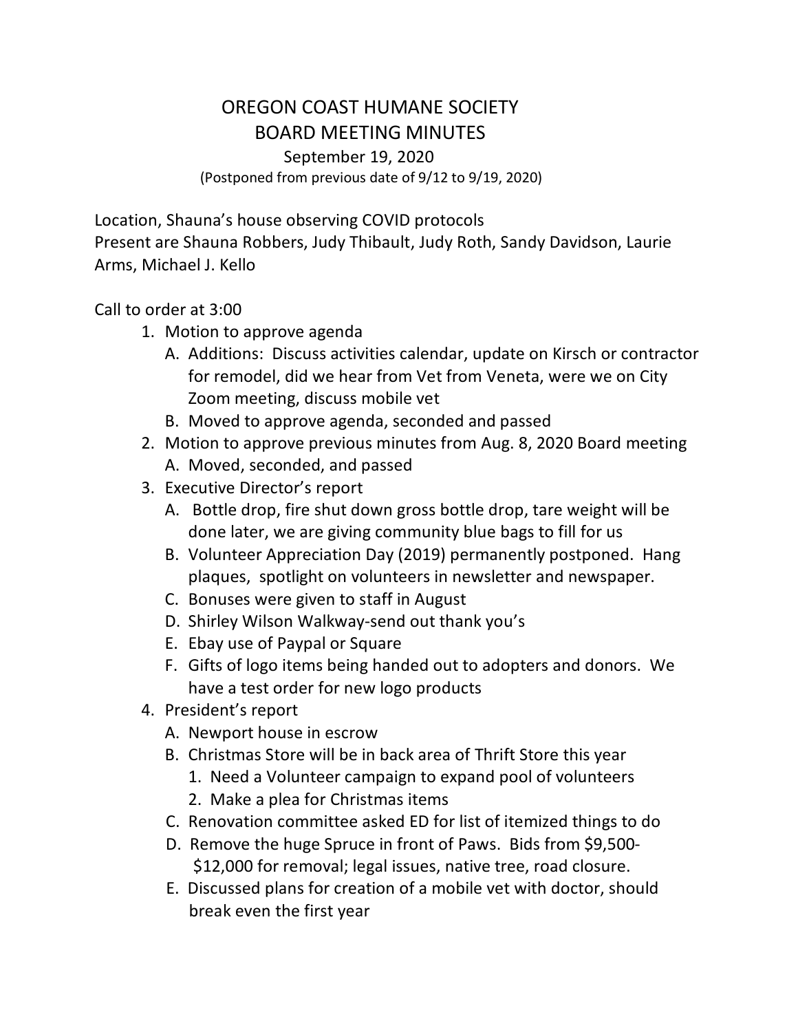# OREGON COAST HUMANE SOCIETY
## BOARD MEETING MINUTES

September 19, 2020
(Postponed from previous date of 9/12 to 9/19, 2020)

Location, Shauna's house observing COVID protocols
Present are Shauna Robbers, Judy Thibault, Judy Roth, Sandy Davidson, Laurie Arms, Michael J. Kello

Call to order at 3:00

1. Motion to approve agenda
   - A. Additions: Discuss activities calendar, update on Kirsch or contractor for remodel, did we hear from Vet from Veneta, were we on City Zoom meeting, discuss mobile vet
   - B. Moved to approve agenda, seconded and passed
2. Motion to approve previous minutes from Aug. 8, 2020 Board meeting
   - A. Moved, seconded, and passed
3. Executive Director's report
   - A. Bottle drop, fire shut down gross bottle drop, tare weight will be done later, we are giving community blue bags to fill for us
   - B. Volunteer Appreciation Day (2019) permanently postponed. Hang plaques, spotlight on volunteers in newsletter and newspaper.
   - C. Bonuses were given to staff in August
   - D. Shirley Wilson Walkway-send out thank you's
   - E. Ebay use of Paypal or Square
   - F. Gifts of logo items being handed out to adopters and donors. We have a test order for new logo products
4. President's report
   - A. Newport house in escrow
   - B. Christmas Store will be in back area of Thrift Store this year
     1. Need a Volunteer campaign to expand pool of volunteers
     2. Make a plea for Christmas items
   - C. Renovation committee asked ED for list of itemized things to do
   - D. Remove the huge Spruce in front of Paws. Bids from $9,500-$12,000 for removal; legal issues, native tree, road closure.
   - E. Discussed plans for creation of a mobile vet with doctor, should break even the first year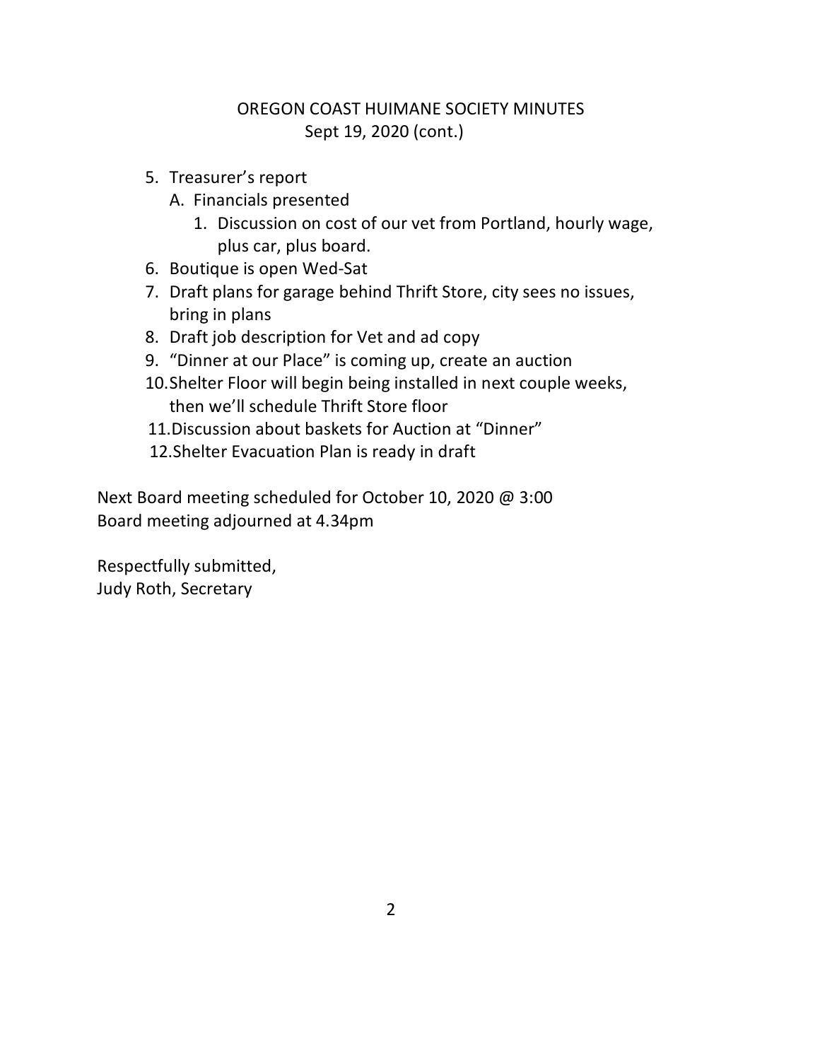OREGON COAST HUIMANE SOCIETY MINUTES
Sept 19, 2020 (cont.)

5. Treasurer's report
   A. Financials presented
      1. Discussion on cost of our vet from Portland, hourly wage, plus car, plus board.
6. Boutique is open Wed-Sat
7. Draft plans for garage behind Thrift Store, city sees no issues, bring in plans
8. Draft job description for Vet and ad copy
9. "Dinner at our Place" is coming up, create an auction
10. Shelter Floor will begin being installed in next couple weeks, then we'll schedule Thrift Store floor
11. Discussion about baskets for Auction at "Dinner"
12. Shelter Evacuation Plan is ready in draft

Next Board meeting scheduled for October 10, 2020 @ 3:00
Board meeting adjourned at 4.34pm

Respectfully submitted,
Judy Roth, Secretary